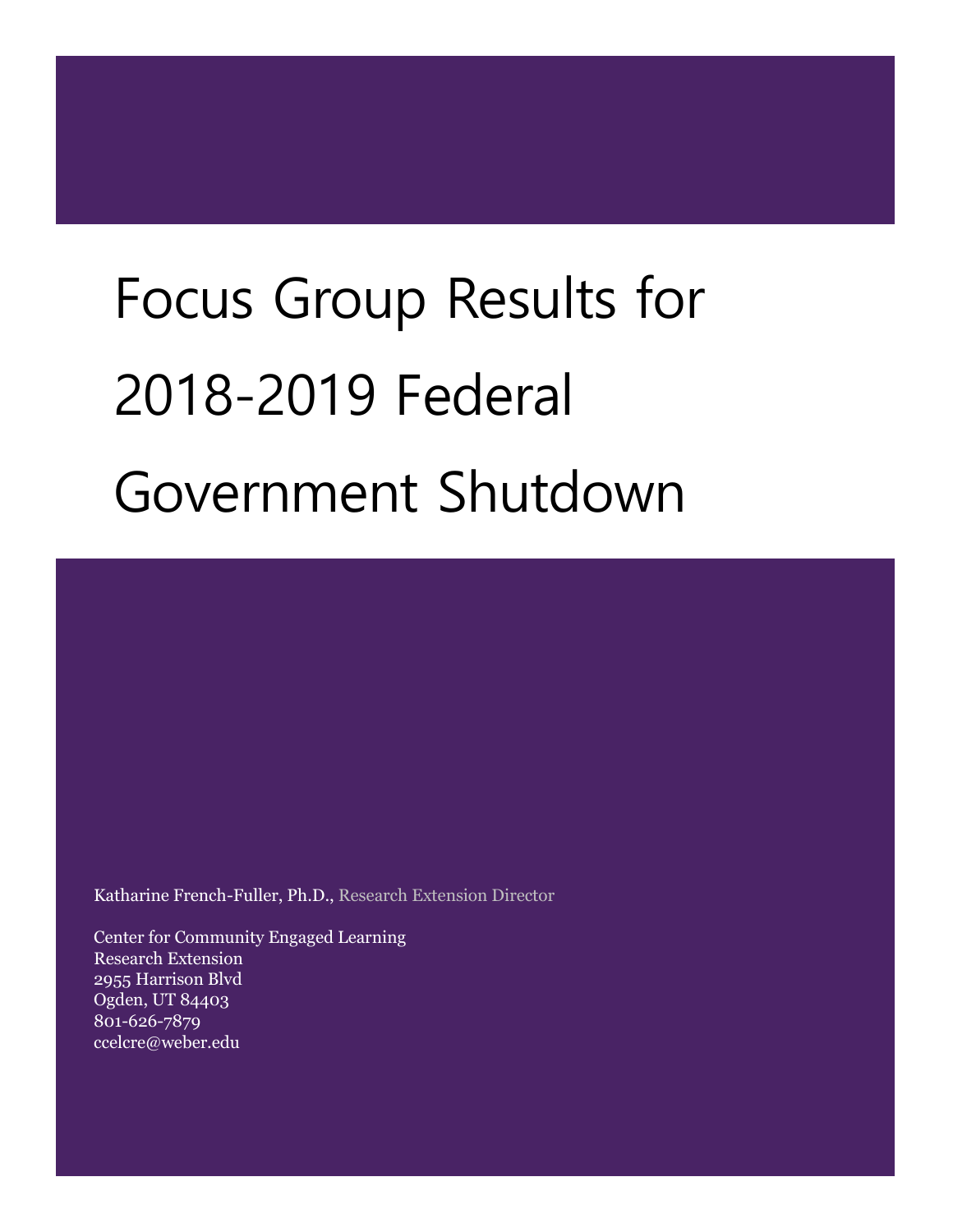# Focus Group Results for 2018-2019 Federal Government Shutdown

Katharine French-Fuller, Ph.D., Research Extension Director

Center for Community Engaged Learning
Research Extension
2955 Harrison Blvd
Ogden, UT 84403
801-626-7879
ccelcre@weber.edu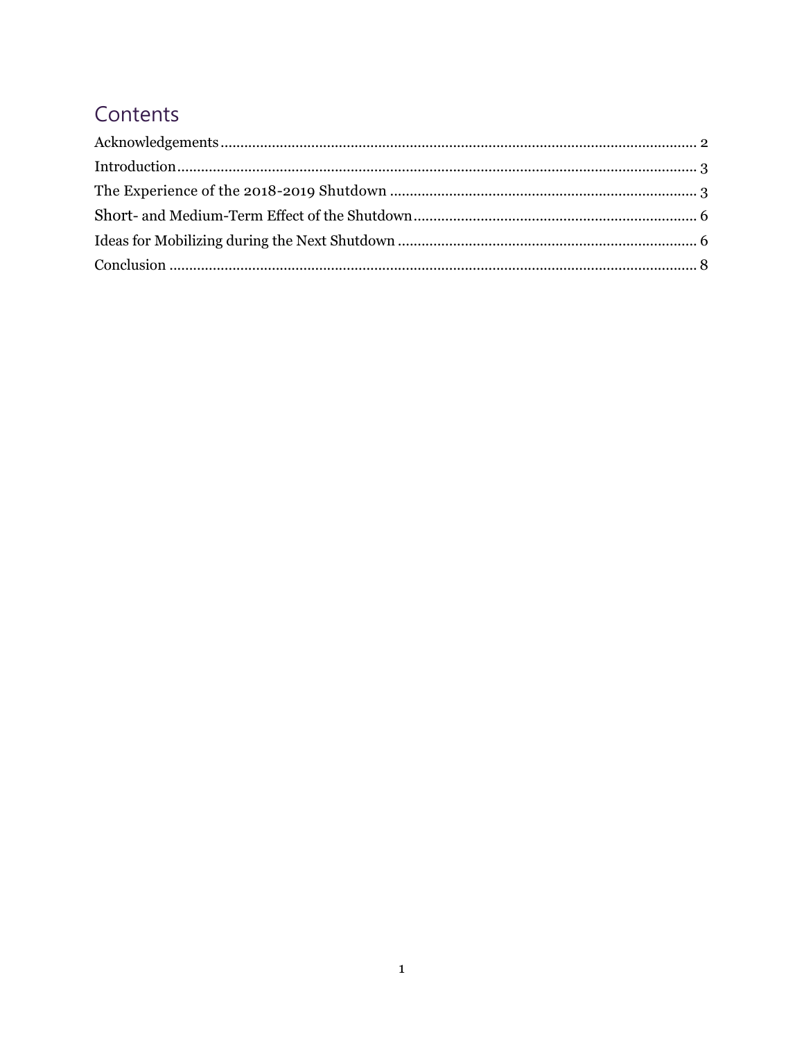# Contents

Acknowledgements ........................................................................................................................ 2
Introduction.................................................................................................................................... 3
The Experience of the 2018-2019 Shutdown .............................................................................. 3
Short- and Medium-Term Effect of the Shutdown........................................................................ 6
Ideas for Mobilizing during the Next Shutdown ............................................................................ 6
Conclusion ...................................................................................................................................... 8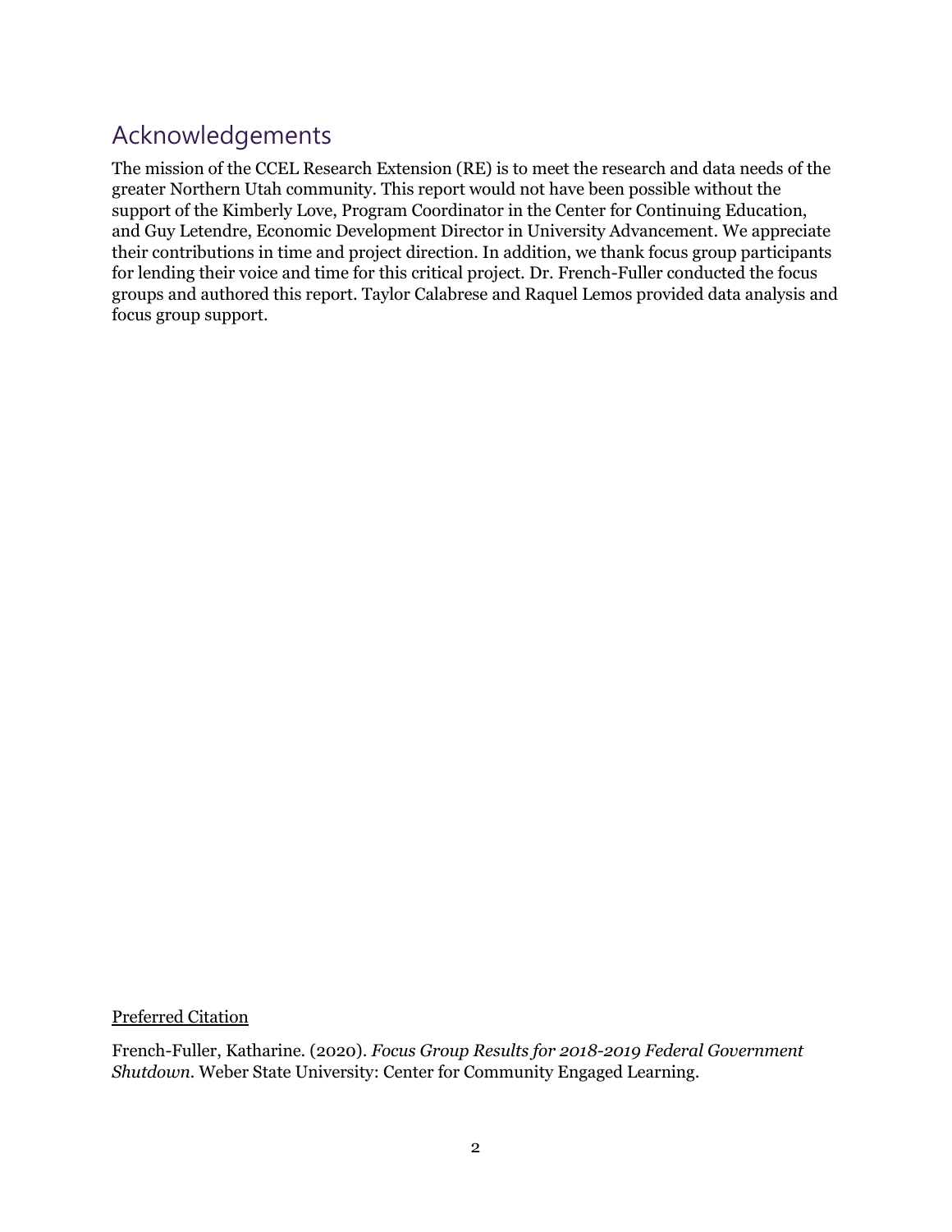## Acknowledgements

The mission of the CCEL Research Extension (RE) is to meet the research and data needs of the greater Northern Utah community. This report would not have been possible without the support of the Kimberly Love, Program Coordinator in the Center for Continuing Education, and Guy Letendre, Economic Development Director in University Advancement. We appreciate their contributions in time and project direction. In addition, we thank focus group participants for lending their voice and time for this critical project. Dr. French-Fuller conducted the focus groups and authored this report. Taylor Calabrese and Raquel Lemos provided data analysis and focus group support.

Preferred Citation

French-Fuller, Katharine. (2020). *Focus Group Results for 2018-2019 Federal Government Shutdown*. Weber State University: Center for Community Engaged Learning.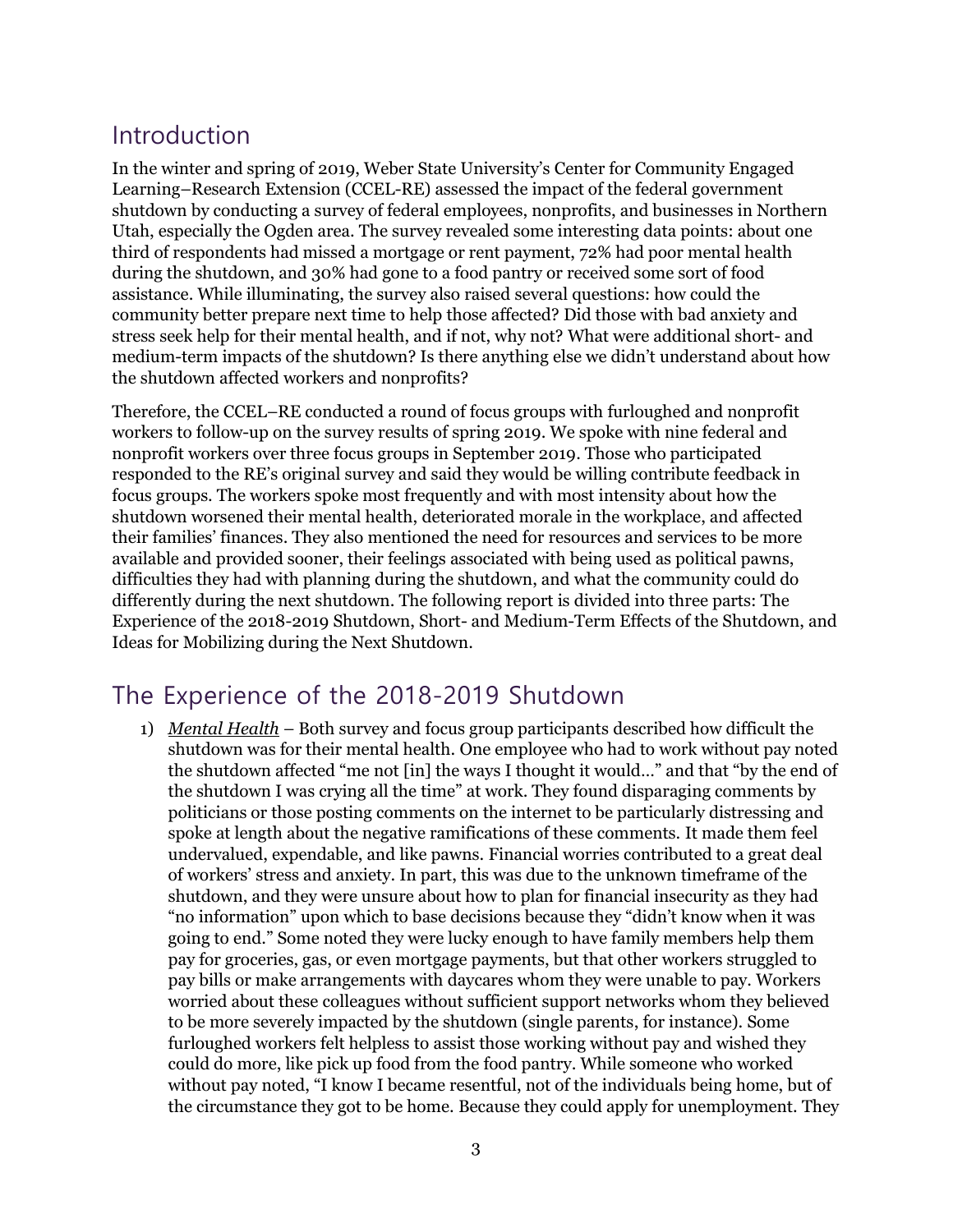## Introduction

In the winter and spring of 2019, Weber State University's Center for Community Engaged Learning–Research Extension (CCEL-RE) assessed the impact of the federal government shutdown by conducting a survey of federal employees, nonprofits, and businesses in Northern Utah, especially the Ogden area. The survey revealed some interesting data points: about one third of respondents had missed a mortgage or rent payment, 72% had poor mental health during the shutdown, and 30% had gone to a food pantry or received some sort of food assistance. While illuminating, the survey also raised several questions: how could the community better prepare next time to help those affected? Did those with bad anxiety and stress seek help for their mental health, and if not, why not? What were additional short- and medium-term impacts of the shutdown? Is there anything else we didn't understand about how the shutdown affected workers and nonprofits?

Therefore, the CCEL–RE conducted a round of focus groups with furloughed and nonprofit workers to follow-up on the survey results of spring 2019. We spoke with nine federal and nonprofit workers over three focus groups in September 2019. Those who participated responded to the RE's original survey and said they would be willing contribute feedback in focus groups. The workers spoke most frequently and with most intensity about how the shutdown worsened their mental health, deteriorated morale in the workplace, and affected their families' finances. They also mentioned the need for resources and services to be more available and provided sooner, their feelings associated with being used as political pawns, difficulties they had with planning during the shutdown, and what the community could do differently during the next shutdown. The following report is divided into three parts: The Experience of the 2018-2019 Shutdown, Short- and Medium-Term Effects of the Shutdown, and Ideas for Mobilizing during the Next Shutdown.

## The Experience of the 2018-2019 Shutdown

1) ***Mental Health*** – Both survey and focus group participants described how difficult the shutdown was for their mental health. One employee who had to work without pay noted the shutdown affected "me not [in] the ways I thought it would…" and that "by the end of the shutdown I was crying all the time" at work. They found disparaging comments by politicians or those posting comments on the internet to be particularly distressing and spoke at length about the negative ramifications of these comments. It made them feel undervalued, expendable, and like pawns. Financial worries contributed to a great deal of workers' stress and anxiety. In part, this was due to the unknown timeframe of the shutdown, and they were unsure about how to plan for financial insecurity as they had "no information" upon which to base decisions because they "didn't know when it was going to end." Some noted they were lucky enough to have family members help them pay for groceries, gas, or even mortgage payments, but that other workers struggled to pay bills or make arrangements with daycares whom they were unable to pay. Workers worried about these colleagues without sufficient support networks whom they believed to be more severely impacted by the shutdown (single parents, for instance). Some furloughed workers felt helpless to assist those working without pay and wished they could do more, like pick up food from the food pantry. While someone who worked without pay noted, "I know I became resentful, not of the individuals being home, but of the circumstance they got to be home. Because they could apply for unemployment. They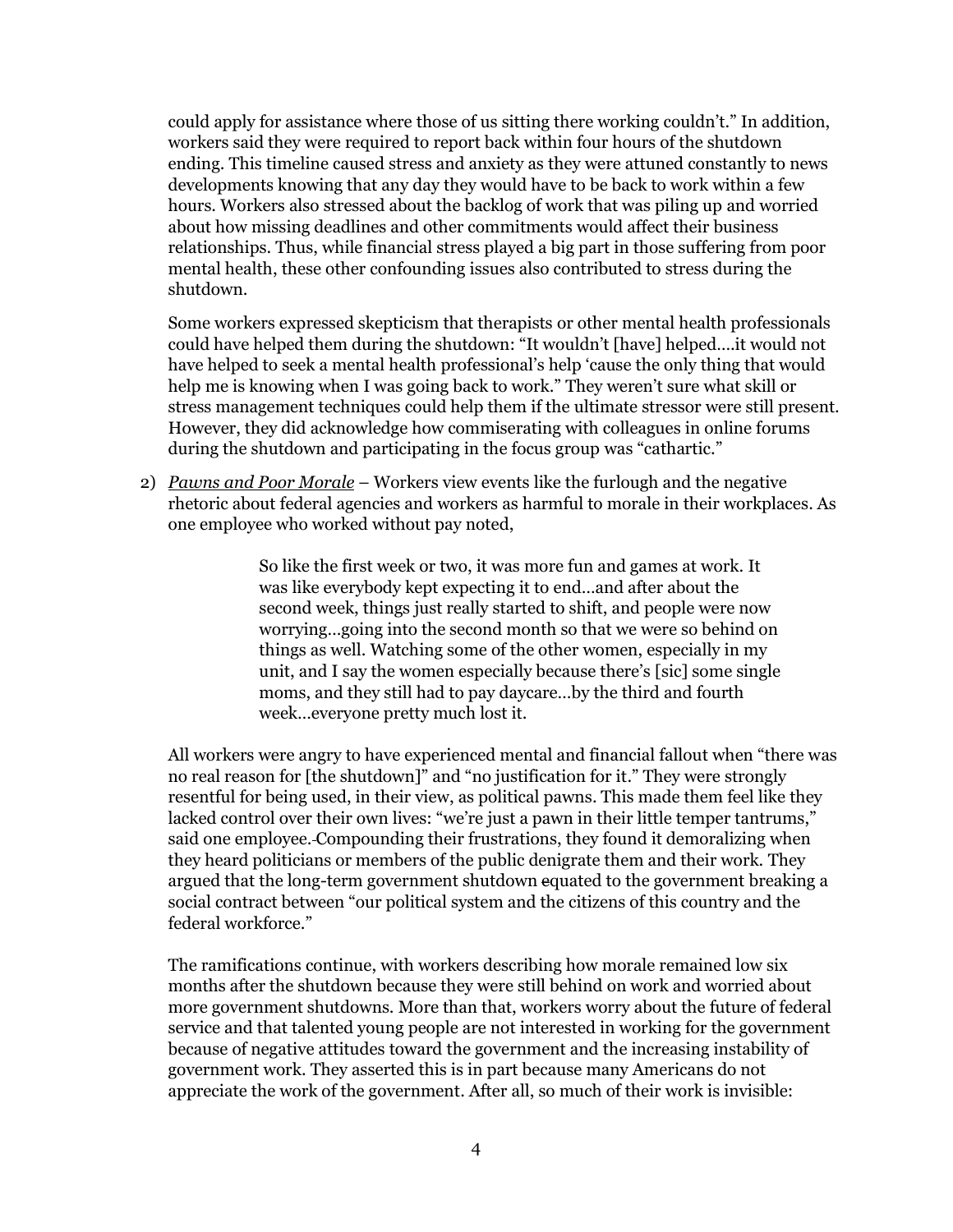could apply for assistance where those of us sitting there working couldn't." In addition, workers said they were required to report back within four hours of the shutdown ending. This timeline caused stress and anxiety as they were attuned constantly to news developments knowing that any day they would have to be back to work within a few hours. Workers also stressed about the backlog of work that was piling up and worried about how missing deadlines and other commitments would affect their business relationships. Thus, while financial stress played a big part in those suffering from poor mental health, these other confounding issues also contributed to stress during the shutdown.

Some workers expressed skepticism that therapists or other mental health professionals could have helped them during the shutdown: "It wouldn't [have] helped….it would not have helped to seek a mental health professional's help 'cause the only thing that would help me is knowing when I was going back to work." They weren't sure what skill or stress management techniques could help them if the ultimate stressor were still present. However, they did acknowledge how commiserating with colleagues in online forums during the shutdown and participating in the focus group was "cathartic."

2) *Pawns and Poor Morale* – Workers view events like the furlough and the negative rhetoric about federal agencies and workers as harmful to morale in their workplaces. As one employee who worked without pay noted,

> So like the first week or two, it was more fun and games at work. It was like everybody kept expecting it to end…and after about the second week, things just really started to shift, and people were now worrying…going into the second month so that we were so behind on things as well. Watching some of the other women, especially in my unit, and I say the women especially because there's [sic] some single moms, and they still had to pay daycare…by the third and fourth week…everyone pretty much lost it.

All workers were angry to have experienced mental and financial fallout when "there was no real reason for [the shutdown]" and "no justification for it." They were strongly resentful for being used, in their view, as political pawns. This made them feel like they lacked control over their own lives: "we're just a pawn in their little temper tantrums," said one employee. Compounding their frustrations, they found it demoralizing when they heard politicians or members of the public denigrate them and their work. They argued that the long-term government shutdown equated to the government breaking a social contract between "our political system and the citizens of this country and the federal workforce."

The ramifications continue, with workers describing how morale remained low six months after the shutdown because they were still behind on work and worried about more government shutdowns. More than that, workers worry about the future of federal service and that talented young people are not interested in working for the government because of negative attitudes toward the government and the increasing instability of government work. They asserted this is in part because many Americans do not appreciate the work of the government. After all, so much of their work is invisible: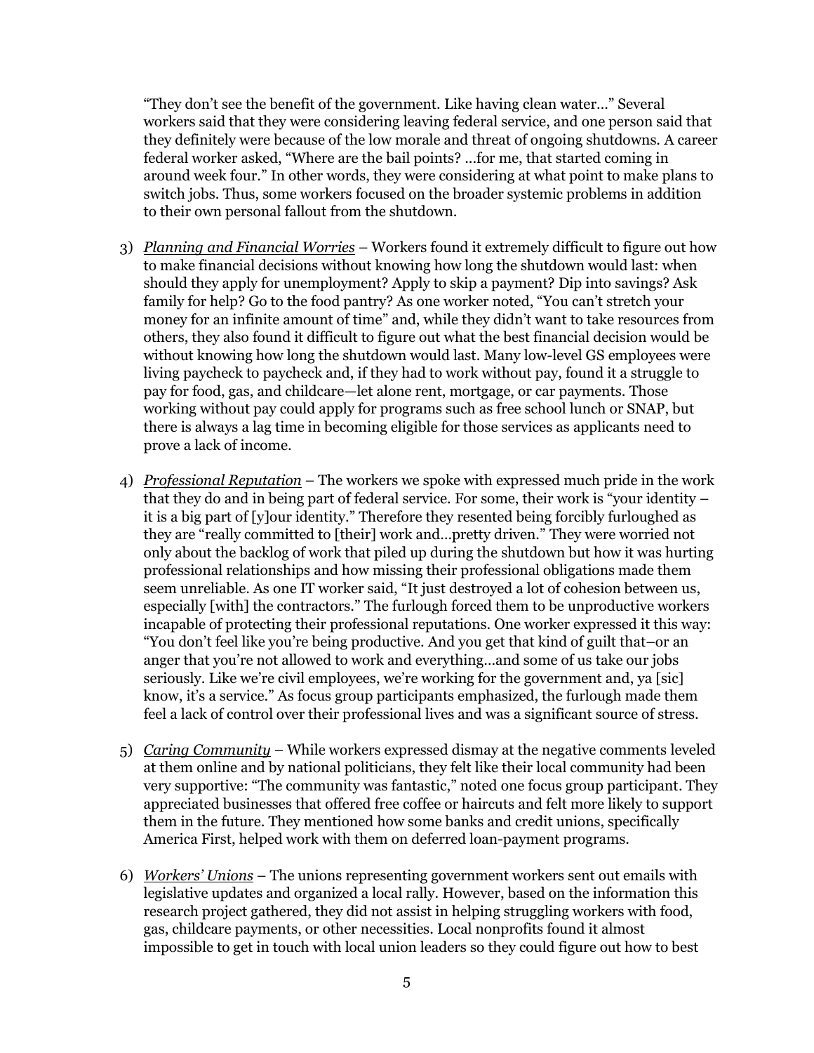"They don't see the benefit of the government. Like having clean water…" Several workers said that they were considering leaving federal service, and one person said that they definitely were because of the low morale and threat of ongoing shutdowns. A career federal worker asked, "Where are the bail points? …for me, that started coming in around week four." In other words, they were considering at what point to make plans to switch jobs. Thus, some workers focused on the broader systemic problems in addition to their own personal fallout from the shutdown.

3) *Planning and Financial Worries* – Workers found it extremely difficult to figure out how to make financial decisions without knowing how long the shutdown would last: when should they apply for unemployment? Apply to skip a payment? Dip into savings? Ask family for help? Go to the food pantry? As one worker noted, "You can't stretch your money for an infinite amount of time" and, while they didn't want to take resources from others, they also found it difficult to figure out what the best financial decision would be without knowing how long the shutdown would last. Many low-level GS employees were living paycheck to paycheck and, if they had to work without pay, found it a struggle to pay for food, gas, and childcare—let alone rent, mortgage, or car payments. Those working without pay could apply for programs such as free school lunch or SNAP, but there is always a lag time in becoming eligible for those services as applicants need to prove a lack of income.

4) *Professional Reputation* – The workers we spoke with expressed much pride in the work that they do and in being part of federal service. For some, their work is "your identity – it is a big part of [y]our identity." Therefore they resented being forcibly furloughed as they are "really committed to [their] work and…pretty driven." They were worried not only about the backlog of work that piled up during the shutdown but how it was hurting professional relationships and how missing their professional obligations made them seem unreliable. As one IT worker said, "It just destroyed a lot of cohesion between us, especially [with] the contractors." The furlough forced them to be unproductive workers incapable of protecting their professional reputations. One worker expressed it this way: "You don't feel like you're being productive. And you get that kind of guilt that–or an anger that you're not allowed to work and everything…and some of us take our jobs seriously. Like we're civil employees, we're working for the government and, ya [sic] know, it's a service." As focus group participants emphasized, the furlough made them feel a lack of control over their professional lives and was a significant source of stress.

5) *Caring Community* – While workers expressed dismay at the negative comments leveled at them online and by national politicians, they felt like their local community had been very supportive: "The community was fantastic," noted one focus group participant. They appreciated businesses that offered free coffee or haircuts and felt more likely to support them in the future. They mentioned how some banks and credit unions, specifically America First, helped work with them on deferred loan-payment programs.

6) *Workers' Unions* – The unions representing government workers sent out emails with legislative updates and organized a local rally. However, based on the information this research project gathered, they did not assist in helping struggling workers with food, gas, childcare payments, or other necessities. Local nonprofits found it almost impossible to get in touch with local union leaders so they could figure out how to best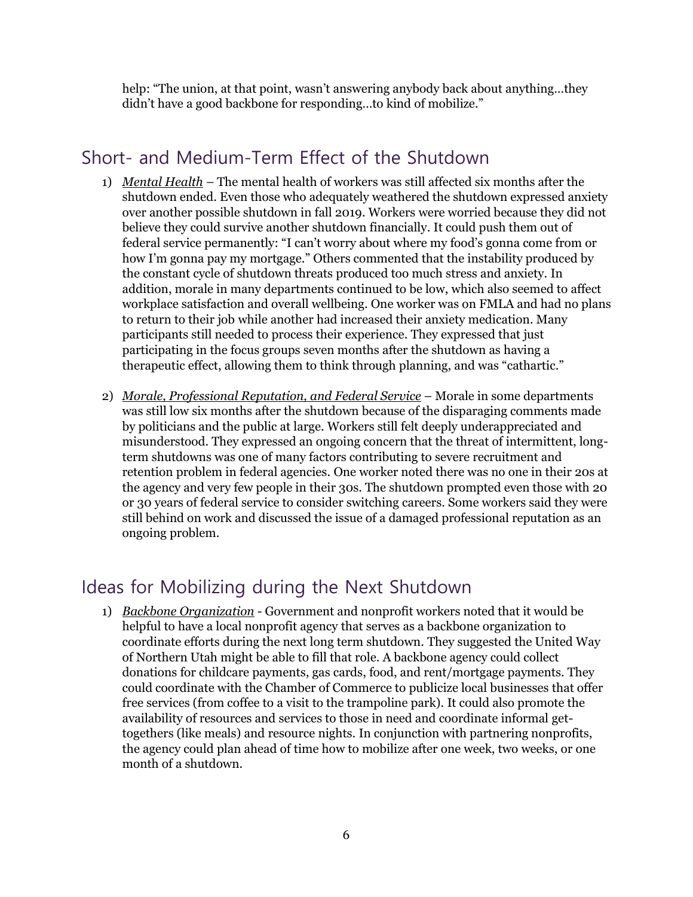help: "The union, at that point, wasn't answering anybody back about anything…they didn't have a good backbone for responding…to kind of mobilize."

## Short- and Medium-Term Effect of the Shutdown

1) *Mental Health* – The mental health of workers was still affected six months after the shutdown ended. Even those who adequately weathered the shutdown expressed anxiety over another possible shutdown in fall 2019. Workers were worried because they did not believe they could survive another shutdown financially. It could push them out of federal service permanently: "I can't worry about where my food's gonna come from or how I'm gonna pay my mortgage." Others commented that the instability produced by the constant cycle of shutdown threats produced too much stress and anxiety. In addition, morale in many departments continued to be low, which also seemed to affect workplace satisfaction and overall wellbeing. One worker was on FMLA and had no plans to return to their job while another had increased their anxiety medication. Many participants still needed to process their experience. They expressed that just participating in the focus groups seven months after the shutdown as having a therapeutic effect, allowing them to think through planning, and was "cathartic."

2) *Morale, Professional Reputation, and Federal Service* – Morale in some departments was still low six months after the shutdown because of the disparaging comments made by politicians and the public at large. Workers still felt deeply underappreciated and misunderstood. They expressed an ongoing concern that the threat of intermittent, long-term shutdowns was one of many factors contributing to severe recruitment and retention problem in federal agencies. One worker noted there was no one in their 20s at the agency and very few people in their 30s. The shutdown prompted even those with 20 or 30 years of federal service to consider switching careers. Some workers said they were still behind on work and discussed the issue of a damaged professional reputation as an ongoing problem.

## Ideas for Mobilizing during the Next Shutdown

1) *Backbone Organization* - Government and nonprofit workers noted that it would be helpful to have a local nonprofit agency that serves as a backbone organization to coordinate efforts during the next long term shutdown. They suggested the United Way of Northern Utah might be able to fill that role. A backbone agency could collect donations for childcare payments, gas cards, food, and rent/mortgage payments. They could coordinate with the Chamber of Commerce to publicize local businesses that offer free services (from coffee to a visit to the trampoline park). It could also promote the availability of resources and services to those in need and coordinate informal get-togethers (like meals) and resource nights. In conjunction with partnering nonprofits, the agency could plan ahead of time how to mobilize after one week, two weeks, or one month of a shutdown.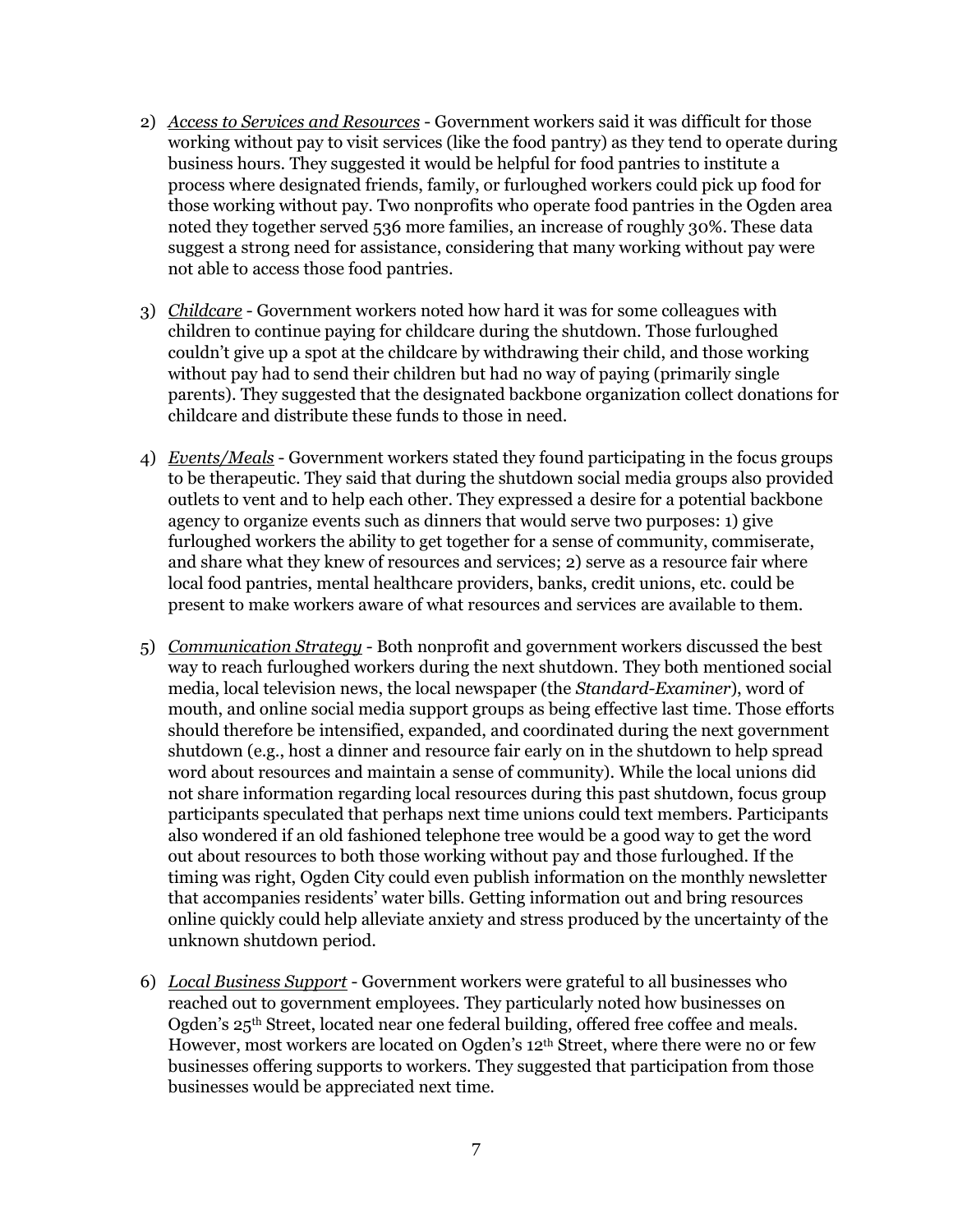2) *Access to Services and Resources* - Government workers said it was difficult for those working without pay to visit services (like the food pantry) as they tend to operate during business hours. They suggested it would be helpful for food pantries to institute a process where designated friends, family, or furloughed workers could pick up food for those working without pay. Two nonprofits who operate food pantries in the Ogden area noted they together served 536 more families, an increase of roughly 30%. These data suggest a strong need for assistance, considering that many working without pay were not able to access those food pantries.

3) *Childcare* - Government workers noted how hard it was for some colleagues with children to continue paying for childcare during the shutdown. Those furloughed couldn't give up a spot at the childcare by withdrawing their child, and those working without pay had to send their children but had no way of paying (primarily single parents). They suggested that the designated backbone organization collect donations for childcare and distribute these funds to those in need.

4) *Events/Meals* - Government workers stated they found participating in the focus groups to be therapeutic. They said that during the shutdown social media groups also provided outlets to vent and to help each other. They expressed a desire for a potential backbone agency to organize events such as dinners that would serve two purposes: 1) give furloughed workers the ability to get together for a sense of community, commiserate, and share what they knew of resources and services; 2) serve as a resource fair where local food pantries, mental healthcare providers, banks, credit unions, etc. could be present to make workers aware of what resources and services are available to them.

5) *Communication Strategy* - Both nonprofit and government workers discussed the best way to reach furloughed workers during the next shutdown. They both mentioned social media, local television news, the local newspaper (the *Standard-Examiner*), word of mouth, and online social media support groups as being effective last time. Those efforts should therefore be intensified, expanded, and coordinated during the next government shutdown (e.g., host a dinner and resource fair early on in the shutdown to help spread word about resources and maintain a sense of community). While the local unions did not share information regarding local resources during this past shutdown, focus group participants speculated that perhaps next time unions could text members. Participants also wondered if an old fashioned telephone tree would be a good way to get the word out about resources to both those working without pay and those furloughed. If the timing was right, Ogden City could even publish information on the monthly newsletter that accompanies residents' water bills. Getting information out and bring resources online quickly could help alleviate anxiety and stress produced by the uncertainty of the unknown shutdown period.

6) *Local Business Support* - Government workers were grateful to all businesses who reached out to government employees. They particularly noted how businesses on Ogden's 25th Street, located near one federal building, offered free coffee and meals. However, most workers are located on Ogden's 12th Street, where there were no or few businesses offering supports to workers. They suggested that participation from those businesses would be appreciated next time.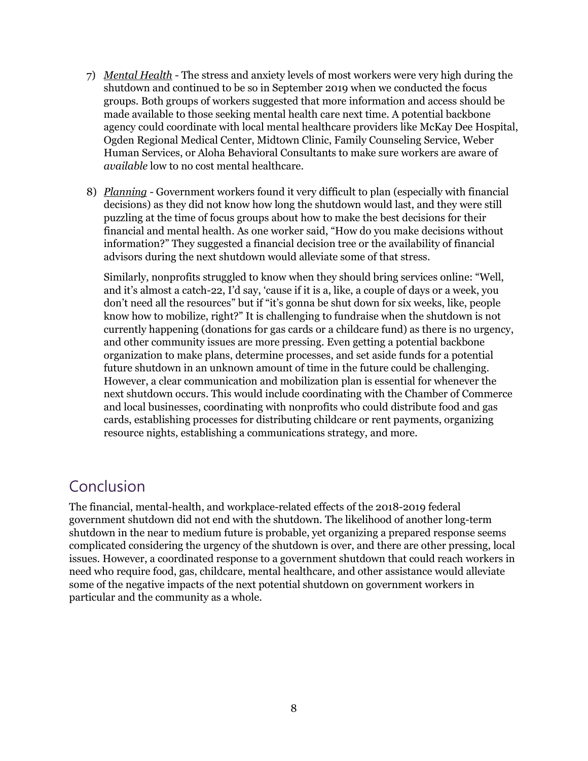7) *Mental Health* - The stress and anxiety levels of most workers were very high during the shutdown and continued to be so in September 2019 when we conducted the focus groups. Both groups of workers suggested that more information and access should be made available to those seeking mental health care next time. A potential backbone agency could coordinate with local mental healthcare providers like McKay Dee Hospital, Ogden Regional Medical Center, Midtown Clinic, Family Counseling Service, Weber Human Services, or Aloha Behavioral Consultants to make sure workers are aware of *available* low to no cost mental healthcare.

8) *Planning* - Government workers found it very difficult to plan (especially with financial decisions) as they did not know how long the shutdown would last, and they were still puzzling at the time of focus groups about how to make the best decisions for their financial and mental health. As one worker said, "How do you make decisions without information?" They suggested a financial decision tree or the availability of financial advisors during the next shutdown would alleviate some of that stress.

   Similarly, nonprofits struggled to know when they should bring services online: "Well, and it's almost a catch-22, I'd say, 'cause if it is a, like, a couple of days or a week, you don't need all the resources" but if "it's gonna be shut down for six weeks, like, people know how to mobilize, right?" It is challenging to fundraise when the shutdown is not currently happening (donations for gas cards or a childcare fund) as there is no urgency, and other community issues are more pressing. Even getting a potential backbone organization to make plans, determine processes, and set aside funds for a potential future shutdown in an unknown amount of time in the future could be challenging. However, a clear communication and mobilization plan is essential for whenever the next shutdown occurs. This would include coordinating with the Chamber of Commerce and local businesses, coordinating with nonprofits who could distribute food and gas cards, establishing processes for distributing childcare or rent payments, organizing resource nights, establishing a communications strategy, and more.

## Conclusion

The financial, mental-health, and workplace-related effects of the 2018-2019 federal government shutdown did not end with the shutdown. The likelihood of another long-term shutdown in the near to medium future is probable, yet organizing a prepared response seems complicated considering the urgency of the shutdown is over, and there are other pressing, local issues. However, a coordinated response to a government shutdown that could reach workers in need who require food, gas, childcare, mental healthcare, and other assistance would alleviate some of the negative impacts of the next potential shutdown on government workers in particular and the community as a whole.